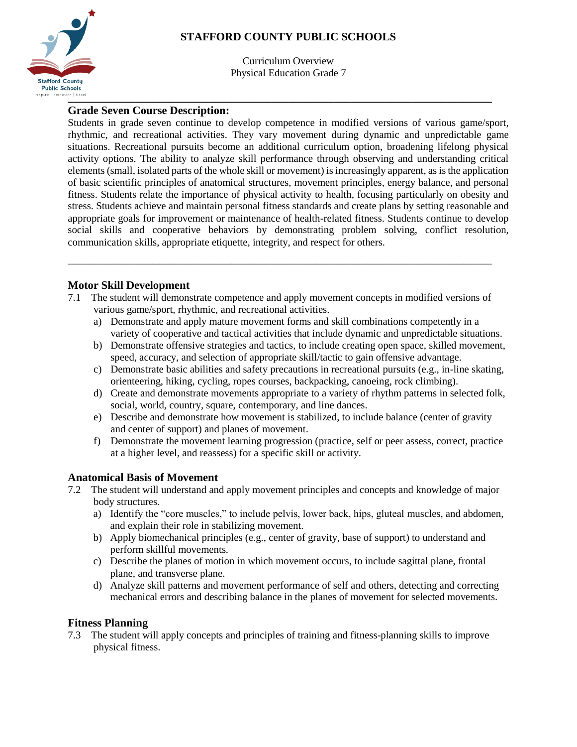# STAFFORD COUNTY PUBLIC SCHOOLS

Curriculum Overview
Physical Education Grade 7

## Grade Seven Course Description:

Students in grade seven continue to develop competence in modified versions of various game/sport, rhythmic, and recreational activities. They vary movement during dynamic and unpredictable game situations. Recreational pursuits become an additional curriculum option, broadening lifelong physical activity options. The ability to analyze skill performance through observing and understanding critical elements (small, isolated parts of the whole skill or movement) is increasingly apparent, as is the application of basic scientific principles of anatomical structures, movement principles, energy balance, and personal fitness. Students relate the importance of physical activity to health, focusing particularly on obesity and stress. Students achieve and maintain personal fitness standards and create plans by setting reasonable and appropriate goals for improvement or maintenance of health-related fitness. Students continue to develop social skills and cooperative behaviors by demonstrating problem solving, conflict resolution, communication skills, appropriate etiquette, integrity, and respect for others.

---

## Motor Skill Development

7.1 The student will demonstrate competence and apply movement concepts in modified versions of various game/sport, rhythmic, and recreational activities.

a) Demonstrate and apply mature movement forms and skill combinations competently in a variety of cooperative and tactical activities that include dynamic and unpredictable situations.
b) Demonstrate offensive strategies and tactics, to include creating open space, skilled movement, speed, accuracy, and selection of appropriate skill/tactic to gain offensive advantage.
c) Demonstrate basic abilities and safety precautions in recreational pursuits (e.g., in-line skating, orienteering, hiking, cycling, ropes courses, backpacking, canoeing, rock climbing).
d) Create and demonstrate movements appropriate to a variety of rhythm patterns in selected folk, social, world, country, square, contemporary, and line dances.
e) Describe and demonstrate how movement is stabilized, to include balance (center of gravity and center of support) and planes of movement.
f) Demonstrate the movement learning progression (practice, self or peer assess, correct, practice at a higher level, and reassess) for a specific skill or activity.

## Anatomical Basis of Movement

7.2 The student will understand and apply movement principles and concepts and knowledge of major body structures.

a) Identify the "core muscles," to include pelvis, lower back, hips, gluteal muscles, and abdomen, and explain their role in stabilizing movement.
b) Apply biomechanical principles (e.g., center of gravity, base of support) to understand and perform skillful movements.
c) Describe the planes of motion in which movement occurs, to include sagittal plane, frontal plane, and transverse plane.
d) Analyze skill patterns and movement performance of self and others, detecting and correcting mechanical errors and describing balance in the planes of movement for selected movements.

## Fitness Planning

7.3 The student will apply concepts and principles of training and fitness-planning skills to improve physical fitness.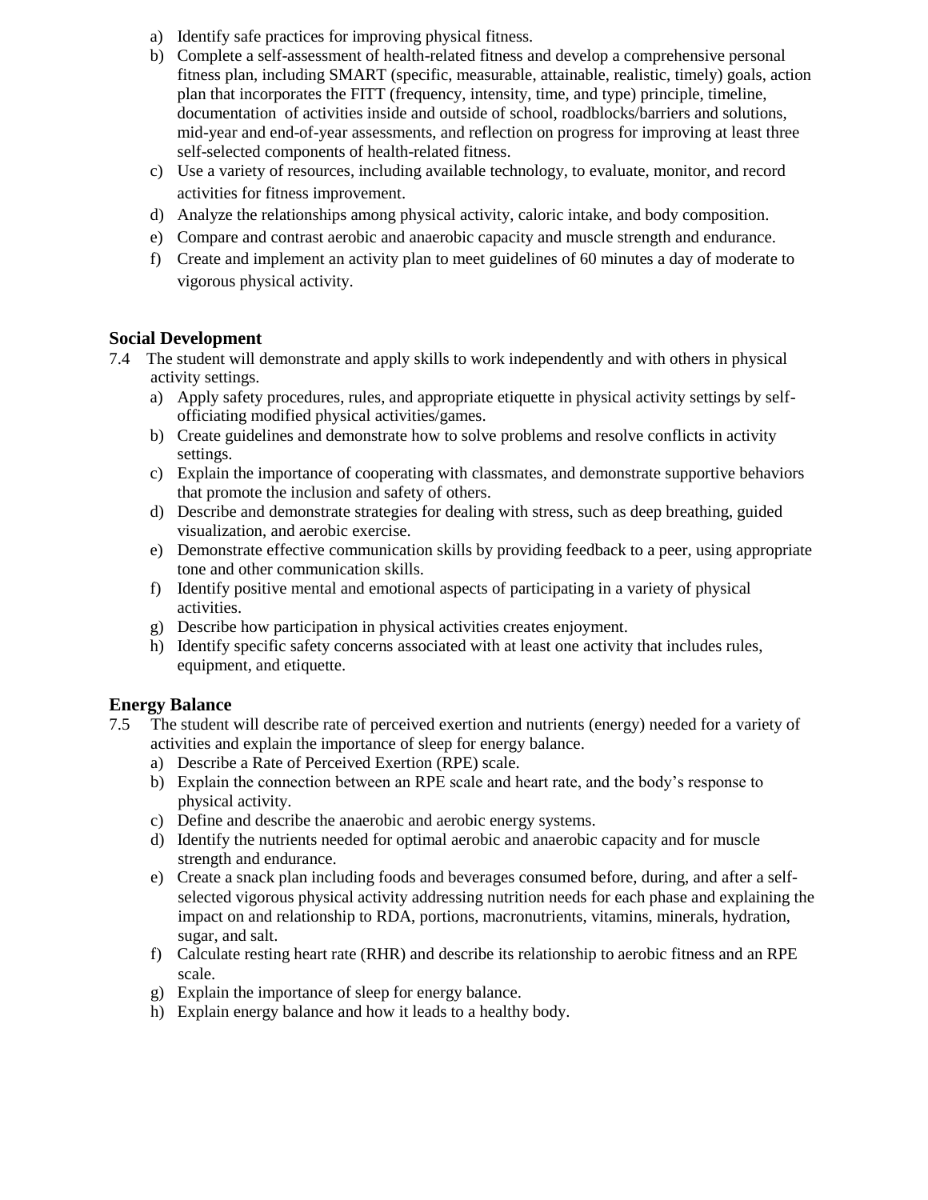a) Identify safe practices for improving physical fitness.
b) Complete a self-assessment of health-related fitness and develop a comprehensive personal fitness plan, including SMART (specific, measurable, attainable, realistic, timely) goals, action plan that incorporates the FITT (frequency, intensity, time, and type) principle, timeline, documentation of activities inside and outside of school, roadblocks/barriers and solutions, mid-year and end-of-year assessments, and reflection on progress for improving at least three self-selected components of health-related fitness.
c) Use a variety of resources, including available technology, to evaluate, monitor, and record activities for fitness improvement.
d) Analyze the relationships among physical activity, caloric intake, and body composition.
e) Compare and contrast aerobic and anaerobic capacity and muscle strength and endurance.
f) Create and implement an activity plan to meet guidelines of 60 minutes a day of moderate to vigorous physical activity.

## Social Development

7.4 The student will demonstrate and apply skills to work independently and with others in physical activity settings.

a) Apply safety procedures, rules, and appropriate etiquette in physical activity settings by self-officiating modified physical activities/games.
b) Create guidelines and demonstrate how to solve problems and resolve conflicts in activity settings.
c) Explain the importance of cooperating with classmates, and demonstrate supportive behaviors that promote the inclusion and safety of others.
d) Describe and demonstrate strategies for dealing with stress, such as deep breathing, guided visualization, and aerobic exercise.
e) Demonstrate effective communication skills by providing feedback to a peer, using appropriate tone and other communication skills.
f) Identify positive mental and emotional aspects of participating in a variety of physical activities.
g) Describe how participation in physical activities creates enjoyment.
h) Identify specific safety concerns associated with at least one activity that includes rules, equipment, and etiquette.

## Energy Balance

7.5 The student will describe rate of perceived exertion and nutrients (energy) needed for a variety of activities and explain the importance of sleep for energy balance.

a) Describe a Rate of Perceived Exertion (RPE) scale.
b) Explain the connection between an RPE scale and heart rate, and the body's response to physical activity.
c) Define and describe the anaerobic and aerobic energy systems.
d) Identify the nutrients needed for optimal aerobic and anaerobic capacity and for muscle strength and endurance.
e) Create a snack plan including foods and beverages consumed before, during, and after a self-selected vigorous physical activity addressing nutrition needs for each phase and explaining the impact on and relationship to RDA, portions, macronutrients, vitamins, minerals, hydration, sugar, and salt.
f) Calculate resting heart rate (RHR) and describe its relationship to aerobic fitness and an RPE scale.
g) Explain the importance of sleep for energy balance.
h) Explain energy balance and how it leads to a healthy body.